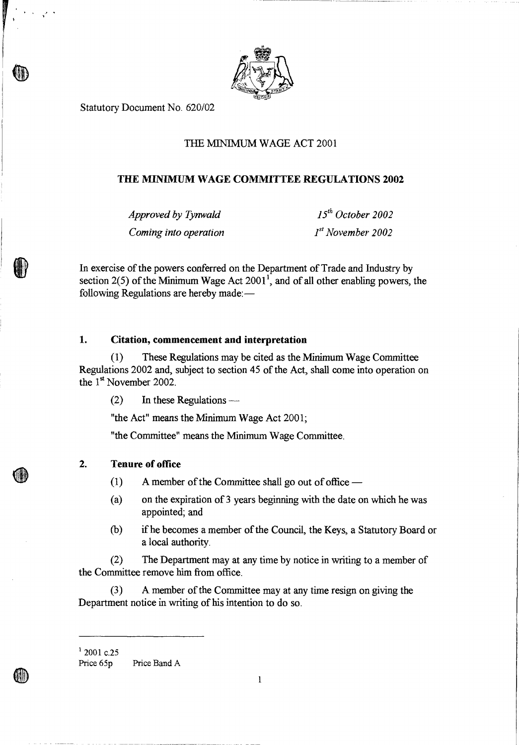Statutory Document No. 620/02

THE MINIMUM WAGE ACT 2001

# THE MINIMUM WAGE COMMITTEE REGULATIONS 2002

| | |
|---|---|
| *Approved by Tynwald* | *15th October 2002* |
| *Coming into operation* | *1st November 2002* |

In exercise of the powers conferred on the Department of Trade and Industry by section 2(5) of the Minimum Wage Act 2001[1], and of all other enabling powers, the following Regulations are hereby made:—

## 1. Citation, commencement and interpretation

(1) These Regulations may be cited as the Minimum Wage Committee Regulations 2002 and, subject to section 45 of the Act, shall come into operation on the 1st November 2002.

(2) In these Regulations —

"the Act" means the Minimum Wage Act 2001;

"the Committee" means the Minimum Wage Committee.

## 2. Tenure of office

(1) A member of the Committee shall go out of office —

(a) on the expiration of 3 years beginning with the date on which he was appointed; and

(b) if he becomes a member of the Council, the Keys, a Statutory Board or a local authority.

(2) The Department may at any time by notice in writing to a member of the Committee remove him from office.

(3) A member of the Committee may at any time resign on giving the Department notice in writing of his intention to do so.

---

[1] 2001 c.25

Price 65p Price Band A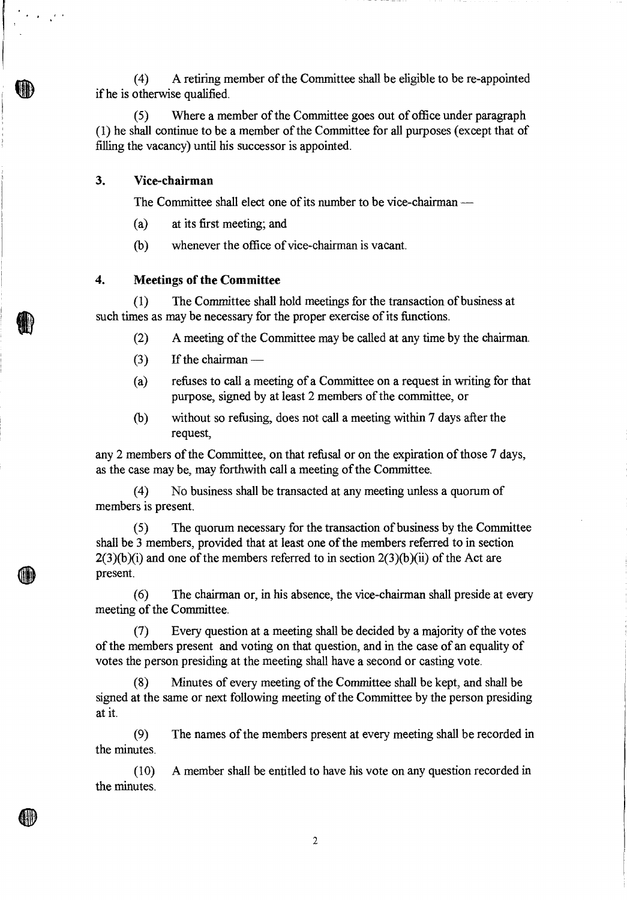(4) A retiring member of the Committee shall be eligible to be re-appointed if he is otherwise qualified.

(5) Where a member of the Committee goes out of office under paragraph (1) he shall continue to be a member of the Committee for all purposes (except that of filling the vacancy) until his successor is appointed.

### 3. Vice-chairman

The Committee shall elect one of its number to be vice-chairman —

(a) at its first meeting; and

(b) whenever the office of vice-chairman is vacant.

### 4. Meetings of the Committee

(1) The Committee shall hold meetings for the transaction of business at such times as may be necessary for the proper exercise of its functions.

(2) A meeting of the Committee may be called at any time by the chairman.

(3) If the chairman —

(a) refuses to call a meeting of a Committee on a request in writing for that purpose, signed by at least 2 members of the committee, or

(b) without so refusing, does not call a meeting within 7 days after the request,

any 2 members of the Committee, on that refusal or on the expiration of those 7 days, as the case may be, may forthwith call a meeting of the Committee.

(4) No business shall be transacted at any meeting unless a quorum of members is present.

(5) The quorum necessary for the transaction of business by the Committee shall be 3 members, provided that at least one of the members referred to in section 2(3)(b)(i) and one of the members referred to in section 2(3)(b)(ii) of the Act are present.

(6) The chairman or, in his absence, the vice-chairman shall preside at every meeting of the Committee.

(7) Every question at a meeting shall be decided by a majority of the votes of the members present and voting on that question, and in the case of an equality of votes the person presiding at the meeting shall have a second or casting vote.

(8) Minutes of every meeting of the Committee shall be kept, and shall be signed at the same or next following meeting of the Committee by the person presiding at it.

(9) The names of the members present at every meeting shall be recorded in the minutes.

(10) A member shall be entitled to have his vote on any question recorded in the minutes.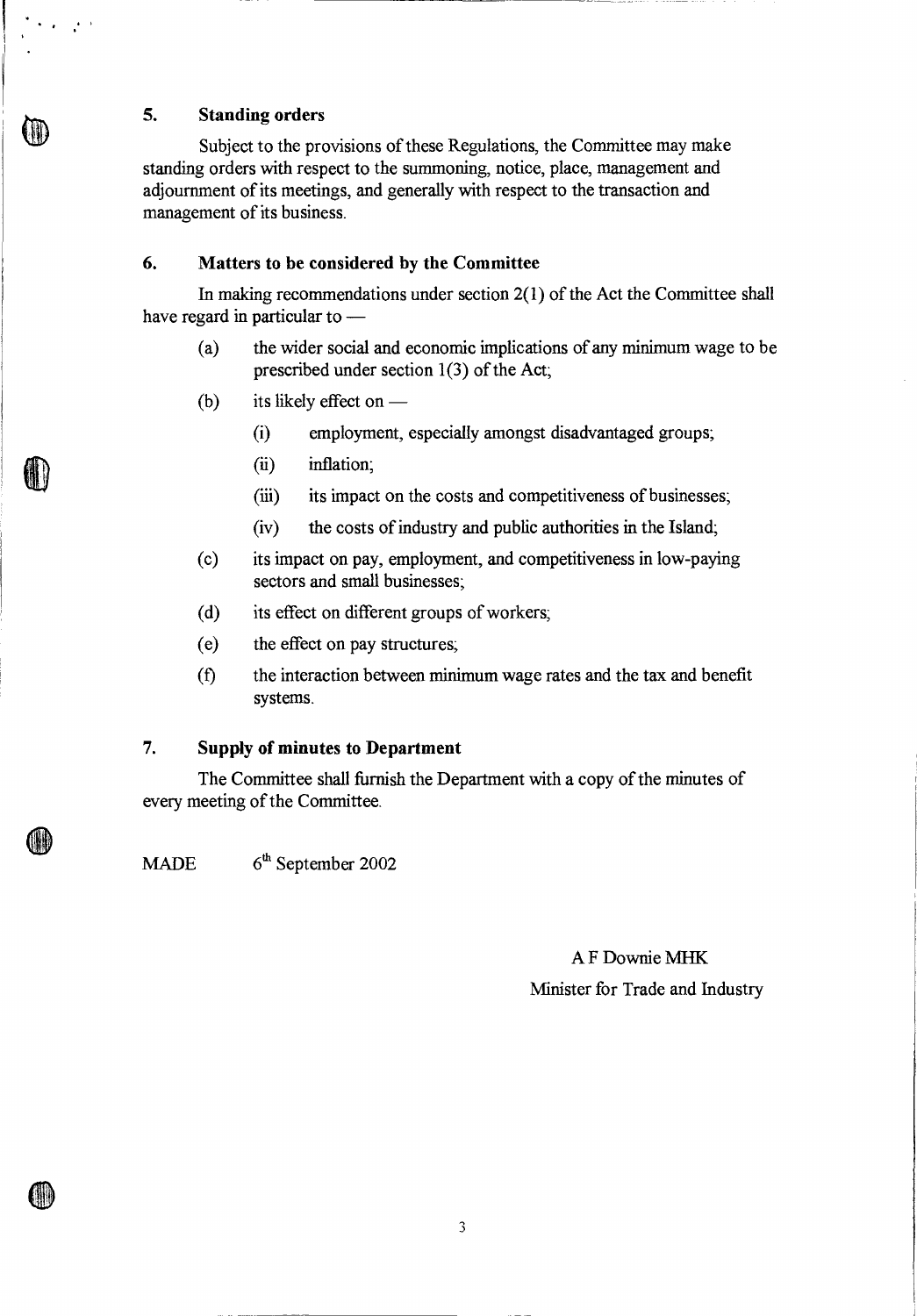## 5. Standing orders

Subject to the provisions of these Regulations, the Committee may make standing orders with respect to the summoning, notice, place, management and adjournment of its meetings, and generally with respect to the transaction and management of its business.

## 6. Matters to be considered by the Committee

In making recommendations under section 2(1) of the Act the Committee shall have regard in particular to —

- (a) the wider social and economic implications of any minimum wage to be prescribed under section 1(3) of the Act;
- (b) its likely effect on —
  - (i) employment, especially amongst disadvantaged groups;
  - (ii) inflation;
  - (iii) its impact on the costs and competitiveness of businesses;
  - (iv) the costs of industry and public authorities in the Island;
- (c) its impact on pay, employment, and competitiveness in low-paying sectors and small businesses;
- (d) its effect on different groups of workers;
- (e) the effect on pay structures;
- (f) the interaction between minimum wage rates and the tax and benefit systems.

## 7. Supply of minutes to Department

The Committee shall furnish the Department with a copy of the minutes of every meeting of the Committee.

MADE 6th September 2002

A F Downie MHK

Minister for Trade and Industry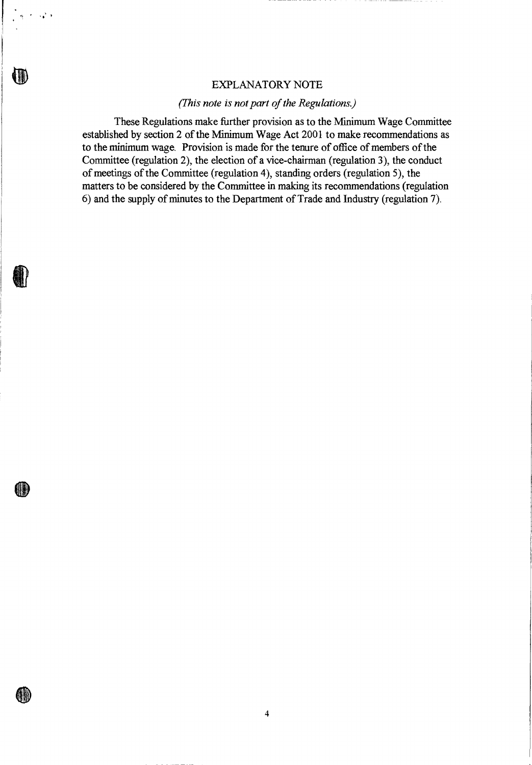## EXPLANATORY NOTE

*(This note is not part of the Regulations.)*

These Regulations make further provision as to the Minimum Wage Committee established by section 2 of the Minimum Wage Act 2001 to make recommendations as to the minimum wage. Provision is made for the tenure of office of members of the Committee (regulation 2), the election of a vice-chairman (regulation 3), the conduct of meetings of the Committee (regulation 4), standing orders (regulation 5), the matters to be considered by the Committee in making its recommendations (regulation 6) and the supply of minutes to the Department of Trade and Industry (regulation 7).